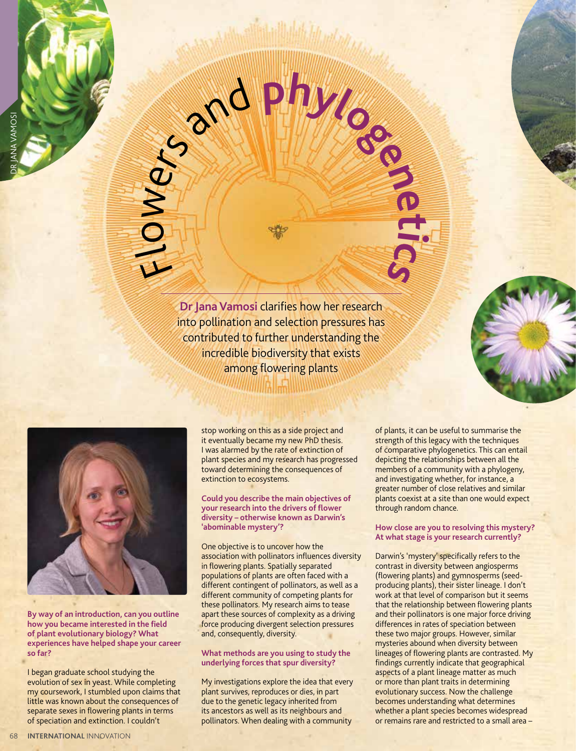# Flowers and phylogenetics

**Dr Jana Vamosi** clarifies how her research into pollination and selection pressures has contributed to further understanding the incredible biodiversity that exists among flowering plants

**By way of an introduction, can you outline how you became interested in the field of plant evolutionary biology? What experiences have helped shape your career so far?**

I began graduate school studying the evolution of sex in yeast. While completing my coursework, I stumbled upon claims that little was known about the consequences of separate sexes in flowering plants in terms of speciation and extinction. I couldn't stop working on this as a side project and it eventually became my new PhD thesis. I was alarmed by the rate of extinction of plant species and my research has progressed toward determining the consequences of extinction to ecosystems.

**Could you describe the main objectives of your research into the drivers of flower diversity – otherwise known as Darwin's 'abominable mystery'?**

One objective is to uncover how the association with pollinators influences diversity in flowering plants. Spatially separated populations of plants are often faced with a different contingent of pollinators, as well as a different community of competing plants for these pollinators. My research aims to tease apart these sources of complexity as a driving force producing divergent selection pressures and, consequently, diversity.

**What methods are you using to study the underlying forces that spur diversity?**

My investigations explore the idea that every plant survives, reproduces or dies, in part due to the genetic legacy inherited from its ancestors as well as its neighbours and pollinators. When dealing with a community of plants, it can be useful to summarise the strength of this legacy with the techniques of comparative phylogenetics. This can entail depicting the relationships between all the members of a community with a phylogeny, and investigating whether, for instance, a greater number of close relatives and similar plants coexist at a site than one would expect through random chance.

**How close are you to resolving this mystery? At what stage is your research currently?**

Darwin's 'mystery' specifically refers to the contrast in diversity between angiosperms (flowering plants) and gymnosperms (seed-producing plants), their sister lineage. I don't work at that level of comparison but it seems that the relationship between flowering plants and their pollinators is one major force driving differences in rates of speciation between these two major groups. However, similar mysteries abound when diversity between lineages of flowering plants are contrasted. My findings currently indicate that geographical aspects of a plant lineage matter as much or more than plant traits in determining evolutionary success. Now the challenge becomes understanding what determines whether a plant species becomes widespread or remains rare and restricted to a small area –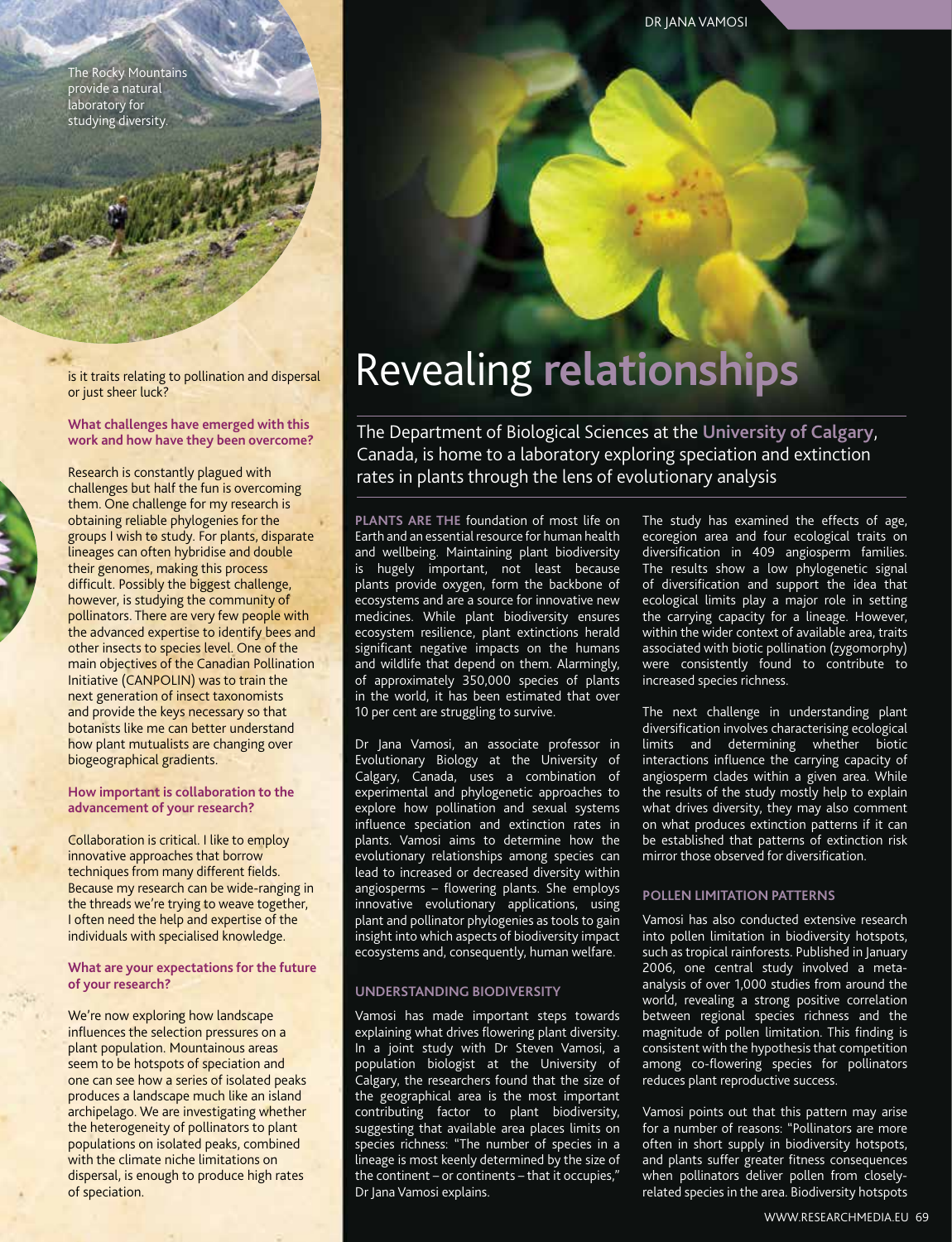The Rocky Mountains provide a natural laboratory for studying diversity.

is it traits relating to pollination and dispersal or just sheer luck?

**What challenges have emerged with this work and how have they been overcome?**

Research is constantly plagued with challenges but half the fun is overcoming them. One challenge for my research is obtaining reliable phylogenies for the groups I wish to study. For plants, disparate lineages can often hybridise and double their genomes, making this process difficult. Possibly the biggest challenge, however, is studying the community of pollinators. There are very few people with the advanced expertise to identify bees and other insects to species level. One of the main objectives of the Canadian Pollination Initiative (CANPOLIN) was to train the next generation of insect taxonomists and provide the keys necessary so that botanists like me can better understand how plant mutualists are changing over biogeographical gradients.

**How important is collaboration to the advancement of your research?**

Collaboration is critical. I like to employ innovative approaches that borrow techniques from many different fields. Because my research can be wide-ranging in the threads we're trying to weave together, I often need the help and expertise of the individuals with specialised knowledge.

**What are your expectations for the future of your research?**

We're now exploring how landscape influences the selection pressures on a plant population. Mountainous areas seem to be hotspots of speciation and one can see how a series of isolated peaks produces a landscape much like an island archipelago. We are investigating whether the heterogeneity of pollinators to plant populations on isolated peaks, combined with the climate niche limitations on dispersal, is enough to produce high rates of speciation.

# Revealing relationships

The Department of Biological Sciences at the **University of Calgary**, Canada, is home to a laboratory exploring speciation and extinction rates in plants through the lens of evolutionary analysis

**PLANTS ARE THE** foundation of most life on Earth and an essential resource for human health and wellbeing. Maintaining plant biodiversity is hugely important, not least because plants provide oxygen, form the backbone of ecosystems and are a source for innovative new medicines. While plant biodiversity ensures ecosystem resilience, plant extinctions herald significant negative impacts on the humans and wildlife that depend on them. Alarmingly, of approximately 350,000 species of plants in the world, it has been estimated that over 10 per cent are struggling to survive.

Dr Jana Vamosi, an associate professor in Evolutionary Biology at the University of Calgary, Canada, uses a combination of experimental and phylogenetic approaches to explore how pollination and sexual systems influence speciation and extinction rates in plants. Vamosi aims to determine how the evolutionary relationships among species can lead to increased or decreased diversity within angiosperms – flowering plants. She employs innovative evolutionary applications, using plant and pollinator phylogenies as tools to gain insight into which aspects of biodiversity impact ecosystems and, consequently, human welfare.

## UNDERSTANDING BIODIVERSITY

Vamosi has made important steps towards explaining what drives flowering plant diversity. In a joint study with Dr Steven Vamosi, a population biologist at the University of Calgary, the researchers found that the size of the geographical area is the most important contributing factor to plant biodiversity, suggesting that available area places limits on species richness: "The number of species in a lineage is most keenly determined by the size of the continent – or continents – that it occupies," Dr Jana Vamosi explains.

The study has examined the effects of age, ecoregion area and four ecological traits on diversification in 409 angiosperm families. The results show a low phylogenetic signal of diversification and support the idea that ecological limits play a major role in setting the carrying capacity for a lineage. However, within the wider context of available area, traits associated with biotic pollination (zygomorphy) were consistently found to contribute to increased species richness.

The next challenge in understanding plant diversification involves characterising ecological limits and determining whether biotic interactions influence the carrying capacity of angiosperm clades within a given area. While the results of the study mostly help to explain what drives diversity, they may also comment on what produces extinction patterns if it can be established that patterns of extinction risk mirror those observed for diversification.

## POLLEN LIMITATION PATTERNS

Vamosi has also conducted extensive research into pollen limitation in biodiversity hotspots, such as tropical rainforests. Published in January 2006, one central study involved a meta-analysis of over 1,000 studies from around the world, revealing a strong positive correlation between regional species richness and the magnitude of pollen limitation. This finding is consistent with the hypothesis that competition among co-flowering species for pollinators reduces plant reproductive success.

Vamosi points out that this pattern may arise for a number of reasons: "Pollinators are more often in short supply in biodiversity hotspots, and plants suffer greater fitness consequences when pollinators deliver pollen from closely-related species in the area. Biodiversity hotspots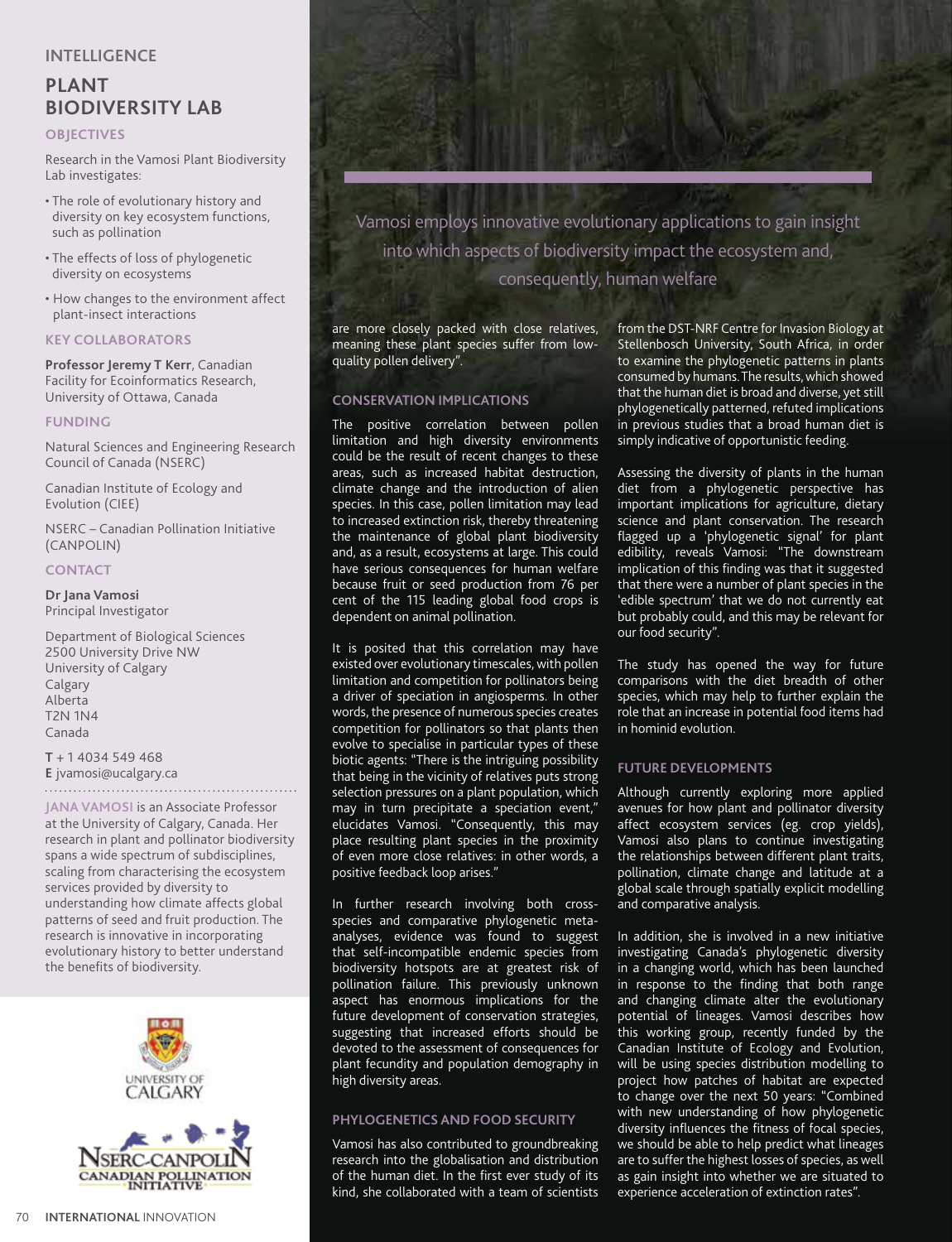## INTELLIGENCE

# PLANT BIODIVERSITY LAB

### OBJECTIVES

Research in the Vamosi Plant Biodiversity Lab investigates:

- The role of evolutionary history and diversity on key ecosystem functions, such as pollination
- The effects of loss of phylogenetic diversity on ecosystems
- How changes to the environment affect plant-insect interactions

### KEY COLLABORATORS

**Professor Jeremy T Kerr**, Canadian Facility for Ecoinformatics Research, University of Ottawa, Canada

### FUNDING

Natural Sciences and Engineering Research Council of Canada (NSERC)

Canadian Institute of Ecology and Evolution (CIEE)

NSERC – Canadian Pollination Initiative (CANPOLIN)

### CONTACT

**Dr Jana Vamosi**
Principal Investigator

Department of Biological Sciences
2500 University Drive NW
University of Calgary
Calgary
Alberta
T2N 1N4
Canada

**T** + 1 4034 549 468
**E** jvamosi@ucalgary.ca

**JANA VAMOSI** is an Associate Professor at the University of Calgary, Canada. Her research in plant and pollinator biodiversity spans a wide spectrum of subdisciplines, scaling from characterising the ecosystem services provided by diversity to understanding how climate affects global patterns of seed and fruit production. The research is innovative in incorporating evolutionary history to better understand the benefits of biodiversity.

Vamosi employs innovative evolutionary applications to gain insight into which aspects of biodiversity impact the ecosystem and, consequently, human welfare

are more closely packed with close relatives, meaning these plant species suffer from low-quality pollen delivery".

### CONSERVATION IMPLICATIONS

The positive correlation between pollen limitation and high diversity environments could be the result of recent changes to these areas, such as increased habitat destruction, climate change and the introduction of alien species. In this case, pollen limitation may lead to increased extinction risk, thereby threatening the maintenance of global plant biodiversity and, as a result, ecosystems at large. This could have serious consequences for human welfare because fruit or seed production from 76 per cent of the 115 leading global food crops is dependent on animal pollination.

It is posited that this correlation may have existed over evolutionary timescales, with pollen limitation and competition for pollinators being a driver of speciation in angiosperms. In other words, the presence of numerous species creates competition for pollinators so that plants then evolve to specialise in particular types of these biotic agents: "There is the intriguing possibility that being in the vicinity of relatives puts strong selection pressures on a plant population, which may in turn precipitate a speciation event," elucidates Vamosi. "Consequently, this may place resulting plant species in the proximity of even more close relatives: in other words, a positive feedback loop arises."

In further research involving both cross-species and comparative phylogenetic meta-analyses, evidence was found to suggest that self-incompatible endemic species from biodiversity hotspots are at greatest risk of pollination failure. This previously unknown aspect has enormous implications for the future development of conservation strategies, suggesting that increased efforts should be devoted to the assessment of consequences for plant fecundity and population demography in high diversity areas.

### PHYLOGENETICS AND FOOD SECURITY

Vamosi has also contributed to groundbreaking research into the globalisation and distribution of the human diet. In the first ever study of its kind, she collaborated with a team of scientists from the DST-NRF Centre for Invasion Biology at Stellenbosch University, South Africa, in order to examine the phylogenetic patterns in plants consumed by humans. The results, which showed that the human diet is broad and diverse, yet still phylogenetically patterned, refuted implications in previous studies that a broad human diet is simply indicative of opportunistic feeding.

Assessing the diversity of plants in the human diet from a phylogenetic perspective has important implications for agriculture, dietary science and plant conservation. The research flagged up a 'phylogenetic signal' for plant edibility, reveals Vamosi: "The downstream implication of this finding was that it suggested that there were a number of plant species in the 'edible spectrum' that we do not currently eat but probably could, and this may be relevant for our food security".

The study has opened the way for future comparisons with the diet breadth of other species, which may help to further explain the role that an increase in potential food items had in hominid evolution.

### FUTURE DEVELOPMENTS

Although currently exploring more applied avenues for how plant and pollinator diversity affect ecosystem services (eg. crop yields), Vamosi also plans to continue investigating the relationships between different plant traits, pollination, climate change and latitude at a global scale through spatially explicit modelling and comparative analysis.

In addition, she is involved in a new initiative investigating Canada's phylogenetic diversity in a changing world, which has been launched in response to the finding that both range and changing climate alter the evolutionary potential of lineages. Vamosi describes how this working group, recently funded by the Canadian Institute of Ecology and Evolution, will be using species distribution modelling to project how patches of habitat are expected to change over the next 50 years: "Combined with new understanding of how phylogenetic diversity influences the fitness of focal species, we should be able to help predict what lineages are to suffer the highest losses of species, as well as gain insight into whether we are situated to experience acceleration of extinction rates".